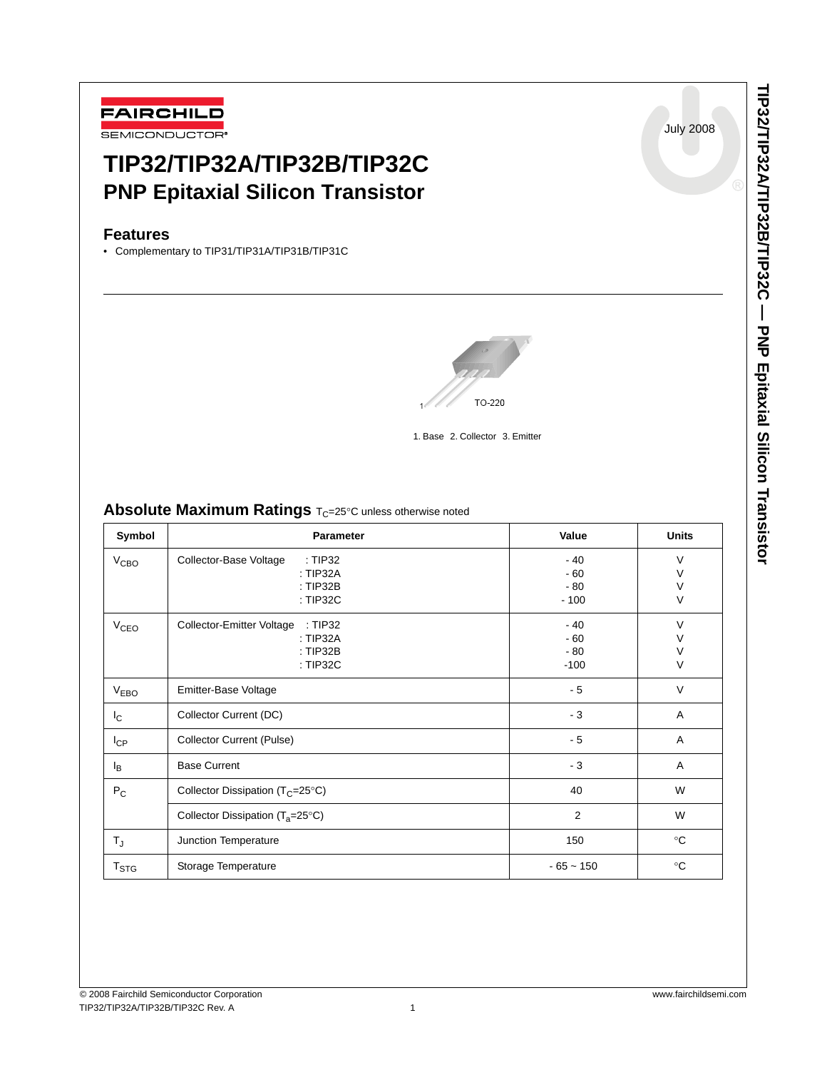FAIRCHILD SEMICONDUCTOR®

July 2008

# TIP32/TIP32A/TIP32B/TIP32C
## PNP Epitaxial Silicon Transistor

### Features

- Complementary to TIP31/TIP31A/TIP31B/TIP31C

TO-220

1. Base 2. Collector 3. Emitter

### Absolute Maximum Ratings $T_C$=25°C unless otherwise noted

| Symbol | Parameter | Value | Units |
|---|---|---|---|
| $V_{CBO}$ | Collector-Base Voltage : TIP32<br>: TIP32A<br>: TIP32B<br>: TIP32C | - 40<br>- 60<br>- 80<br>- 100 | V<br>V<br>V<br>V |
| $V_{CEO}$ | Collector-Emitter Voltage : TIP32<br>: TIP32A<br>: TIP32B<br>: TIP32C | - 40<br>- 60<br>- 80<br>-100 | V<br>V<br>V<br>V |
| $V_{EBO}$ | Emitter-Base Voltage | - 5 | V |
| $I_C$ | Collector Current (DC) | - 3 | A |
| $I_{CP}$ | Collector Current (Pulse) | - 5 | A |
| $I_B$ | Base Current | - 3 | A |
| $P_C$ | Collector Dissipation ($T_C$=25°C) | 40 | W |
| | Collector Dissipation ($T_a$=25°C) | 2 | W |
| $T_J$ | Junction Temperature | 150 | °C |
| $T_{STG}$ | Storage Temperature | - 65 ~ 150 | °C |

© 2008 Fairchild Semiconductor Corporation
TIP32/TIP32A/TIP32B/TIP32C Rev. A

www.fairchildsemi.com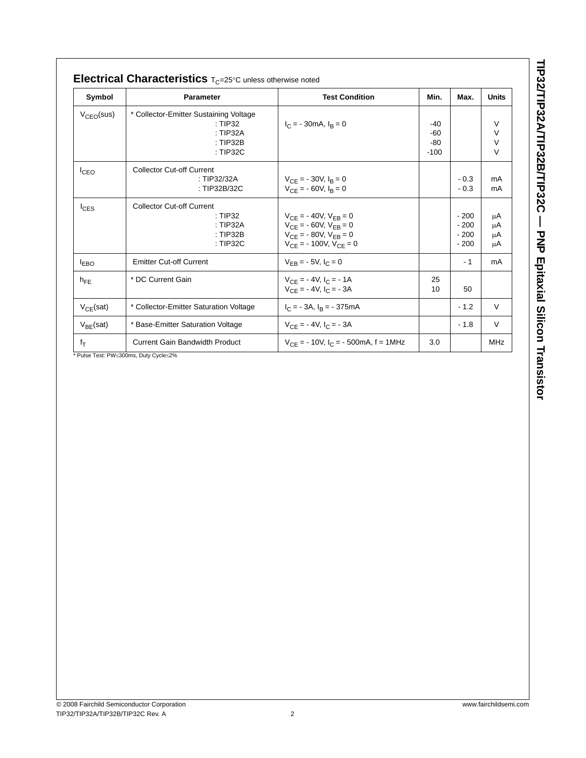## Electrical Characteristics $T_C$=25°C unless otherwise noted

| Symbol | Parameter | Test Condition | Min. | Max. | Units |
|---|---|---|---|---|---|
| $V_{CEO}(sus)$ | * Collector-Emitter Sustaining Voltage<br>: TIP32<br>: TIP32A<br>: TIP32B<br>: TIP32C | $I_C$ = - 30mA, $I_B$ = 0 | <br>-40<br>-60<br>-80<br>-100 | | <br>V<br>V<br>V<br>V |
| $I_{CEO}$ | Collector Cut-off Current<br>: TIP32/32A<br>: TIP32B/32C | <br>$V_{CE}$ = - 30V, $I_B$ = 0<br>$V_{CE}$ = - 60V, $I_B$ = 0 | | <br>- 0.3<br>- 0.3 | <br>mA<br>mA |
| $I_{CES}$ | Collector Cut-off Current<br>: TIP32<br>: TIP32A<br>: TIP32B<br>: TIP32C | <br>$V_{CE}$ = - 40V, $V_{EB}$ = 0<br>$V_{CE}$ = - 60V, $V_{EB}$ = 0<br>$V_{CE}$ = - 80V, $V_{EB}$ = 0<br>$V_{CE}$ = - 100V, $V_{CE}$ = 0 | | <br>- 200<br>- 200<br>- 200<br>- 200 | <br>μA<br>μA<br>μA<br>μA |
| $I_{EBO}$ | Emitter Cut-off Current | $V_{EB}$ = - 5V, $I_C$ = 0 | | - 1 | mA |
| $h_{FE}$ | * DC Current Gain | $V_{CE}$ = - 4V, $I_C$ = - 1A<br>$V_{CE}$ = - 4V, $I_C$ = - 3A | 25<br>10 | <br>50 | |
| $V_{CE}(sat)$ | * Collector-Emitter Saturation Voltage | $I_C$ = - 3A, $I_B$ = - 375mA | | - 1.2 | V |
| $V_{BE}(sat)$ | * Base-Emitter Saturation Voltage | $V_{CE}$ = - 4V, $I_C$ = - 3A | | - 1.8 | V |
| $f_T$ | Current Gain Bandwidth Product | $V_{CE}$ = - 10V, $I_C$ = - 500mA, f = 1MHz | 3.0 | | MHz |

* Pulse Test: PW≤300ms, Duty Cycle≤2%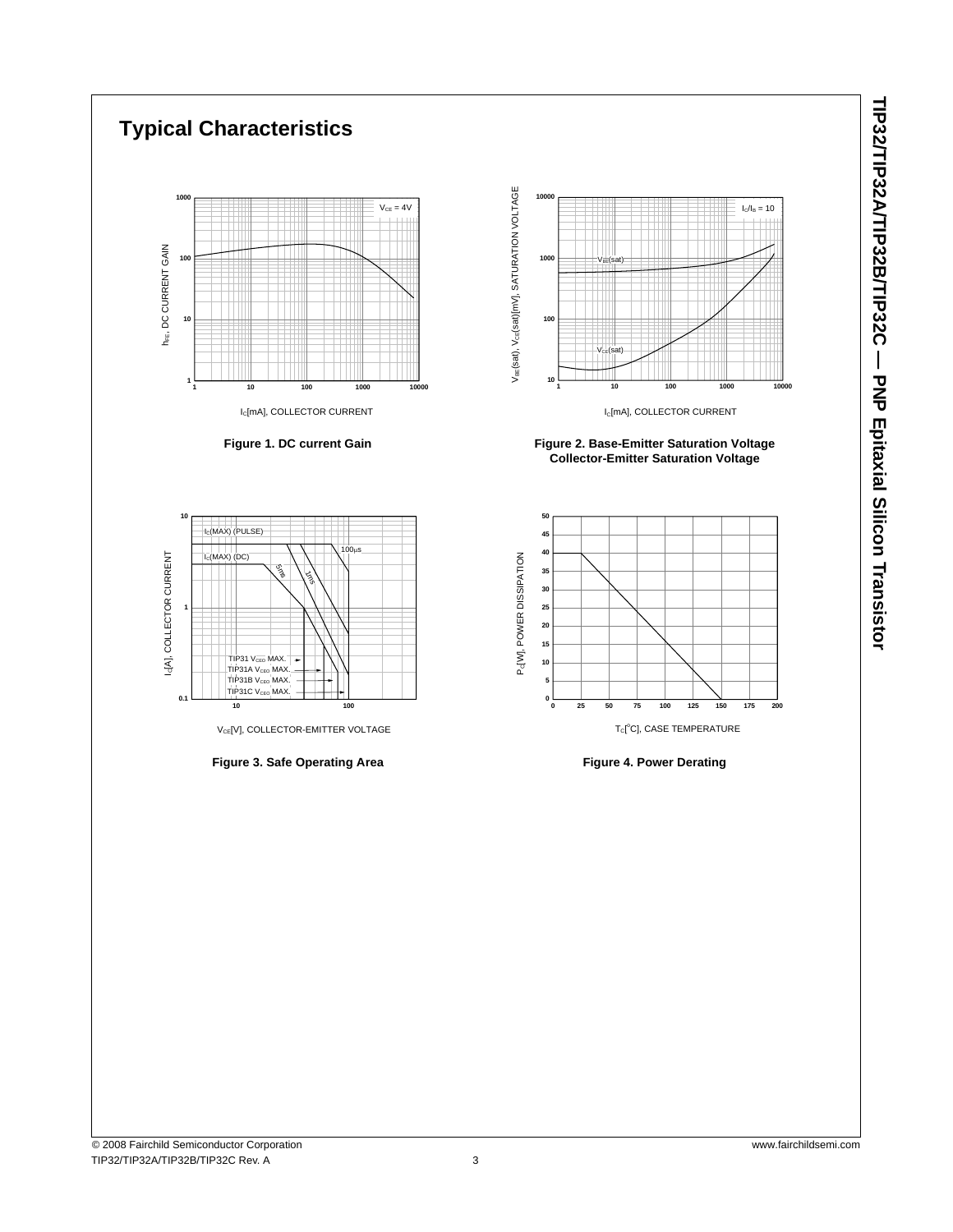## Typical Characteristics

Figure 1. DC current Gain

Figure 2. Base-Emitter Saturation Voltage Collector-Emitter Saturation Voltage

Figure 3. Safe Operating Area

Figure 4. Power Derating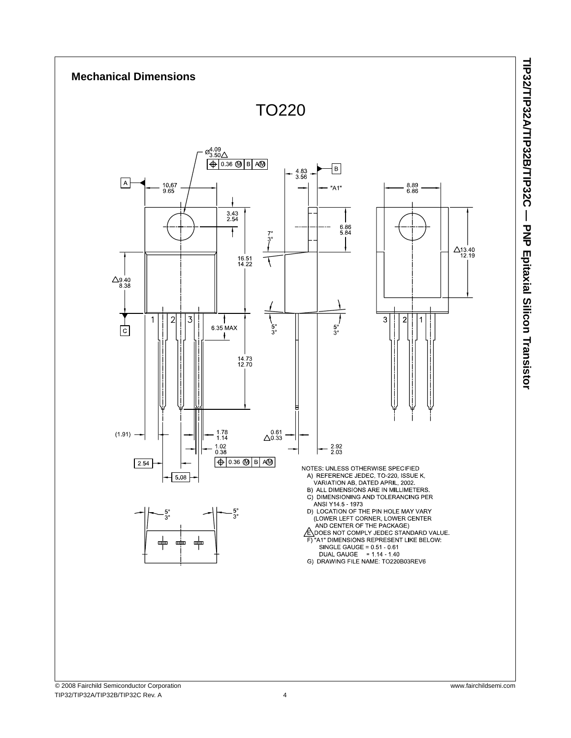## Mechanical Dimensions

TO220

NOTES: UNLESS OTHERWISE SPECIFIED

A) REFERENCE JEDEC, TO-220, ISSUE K, VARIATION AB, DATED APRIL, 2002.

B) ALL DIMENSIONS ARE IN MILLIMETERS.

C) DIMENSIONING AND TOLERANCING PER ANSI Y14.5 - 1973

D) LOCATION OF THE PIN HOLE MAY VARY (LOWER LEFT CORNER, LOWER CENTER AND CENTER OF THE PACKAGE)

E) DOES NOT COMPLY JEDEC STANDARD VALUE.

F) "A1" DIMENSIONS REPRESENT LIKE BELOW:
   SINGLE GAUGE = 0.51 - 0.61
   DUAL GAUGE = 1.14 - 1.40

G) DRAWING FILE NAME: TO220B03REV6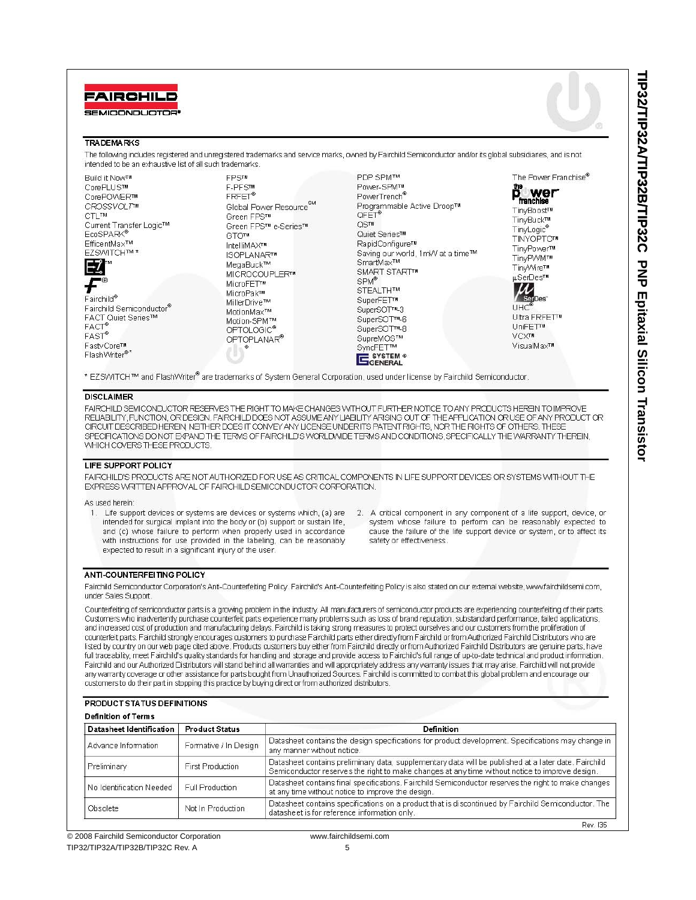FAIRCHILD SEMICONDUCTOR®

## TRADEMARKS

The following includes registered and unregistered trademarks and service marks, owned by Fairchild Semiconductor and/or its global subsidiaries, and is not intended to be an exhaustive list of all such trademarks.

Build it Now™
CorePLUS™
CorePOWER™
*CROSSVOLT*™
CTL™
Current Transfer Logic™
EcoSPARK®
EfficentMax™
EZSWITCH™ *
™
®
Fairchild®
Fairchild Semiconductor®
FACT Quiet Series™
FACT®
FAST®
FastvCore™
FlashWriter® *
FPS™
F-PFS™
FRFET®
Global Power Resource℠
Green FPS™
Green FPS™ e-Series™
GTO™
IntelliMAX™
ISOPLANAR™
MegaBuck™
MICROCOUPLER™
MicroFET™
MicroPak™
MillerDrive™
MotionMax™
Motion-SPM™
OPTOLOGIC®
OPTOPLANAR®
®
PDP SPM™
Power-SPM™
PowerTrench®
Programmable Active Droop™
QFET®
QS™
Quiet Series™
RapidConfigure™
Saving our world, 1mW at a time™
SmartMax™
SMART START™
SPM®
STEALTH™
SuperFET™
SuperSOT™-3
SuperSOT™-6
SuperSOT™-8
SupreMOS™
SyncFET™
SYSTEM® GENERAL
The Power Franchise®
the power franchise
TinyBoost™
TinyBuck™
TinyLogic®
TINYOPTO™
TinyPower™
TinyPWM™
TinyWire™
µSerDes™
SerDes
UHC®
Ultra FRFET™
UniFET™
VCX™
VisualMax™

* EZSWITCH™ and FlashWriter® are trademarks of System General Corporation, used under license by Fairchild Semiconductor.

## DISCLAIMER

FAIRCHILD SEMICONDUCTOR RESERVES THE RIGHT TO MAKE CHANGES WITHOUT FURTHER NOTICE TO ANY PRODUCTS HEREIN TO IMPROVE RELIABILITY, FUNCTION, OR DESIGN. FAIRCHILD DOES NOT ASSUME ANY LIABILITY ARISING OUT OF THE APPLICATION OR USE OF ANY PRODUCT OR CIRCUIT DESCRIBED HEREIN; NEITHER DOES IT CONVEY ANY LICENSE UNDER ITS PATENT RIGHTS, NOR THE RIGHTS OF OTHERS. THESE SPECIFICATIONS DO NOT EXPAND THE TERMS OF FAIRCHILD'S WORLDWIDE TERMS AND CONDITIONS, SPECIFICALLY THE WARRANTY THEREIN, WHICH COVERS THESE PRODUCTS.

## LIFE SUPPORT POLICY

FAIRCHILD'S PRODUCTS ARE NOT AUTHORIZED FOR USE AS CRITICAL COMPONENTS IN LIFE SUPPORT DEVICES OR SYSTEMS WITHOUT THE EXPRESS WRITTEN APPROVAL OF FAIRCHILD SEMICONDUCTOR CORPORATION.

As used herein:

1. Life support devices or systems are devices or systems which, (a) are intended for surgical implant into the body or (b) support or sustain life, and (c) whose failure to perform when properly used in accordance with instructions for use provided in the labeling, can be reasonably expected to result in a significant injury of the user.
2. A critical component in any component of a life support, device, or system whose failure to perform can be reasonably expected to cause the failure of the life support device or system, or to affect its safety or effectiveness.

## ANTI-COUNTERFEITING POLICY

Fairchild Semiconductor Corporation's Anti-Counterfeiting Policy. Fairchild's Anti-Counterfeiting Policy is also stated on our external website, www.fairchildsemi.com, under Sales Support.

Counterfeiting of semiconductor parts is a growing problem in the industry. All manufacturers of semiconductor products are experiencing counterfeiting of their parts. Customers who inadvertently purchase counterfeit parts experience many problems such as loss of brand reputation, substandard performance, failed applications, and increased cost of production and manufacturing delays. Fairchild is taking strong measures to protect ourselves and our customers from the proliferation of counterfeit parts. Fairchild strongly encourages customers to purchase Fairchild parts either directly from Fairchild or from Authorized Fairchild Distributors who are listed by country on our web page cited above. Products customers buy either from Fairchild directly or from Authorized Fairchild Distributors are genuine parts, have full traceability, meet Fairchild's quality standards for handling and storage and provide access to Fairchild's full range of up-to-date technical and product information. Fairchild and our Authorized Distributors will stand behind all warranties and will appropriately address any warranty issues that may arise. Fairchild will not provide any warranty coverage or other assistance for parts bought from Unauthorized Sources. Fairchild is committed to combat this global problem and encourage our customers to do their part in stopping this practice by buying direct or from authorized distributors.

## PRODUCT STATUS DEFINITIONS

**Definition of Terms**

| Datasheet Identification | Product Status | Definition |
|---|---|---|
| Advance Information | Formative / In Design | Datasheet contains the design specifications for product development. Specifications may change in any manner without notice. |
| Preliminary | First Production | Datasheet contains preliminary data; supplementary data will be published at a later date. Fairchild Semiconductor reserves the right to make changes at any time without notice to improve design. |
| No Identification Needed | Full Production | Datasheet contains final specifications. Fairchild Semiconductor reserves the right to make changes at any time without notice to improve the design. |
| Obsolete | Not In Production | Datasheet contains specifications on a product that is discontinued by Fairchild Semiconductor. The datasheet is for reference information only. |

Rev. I35